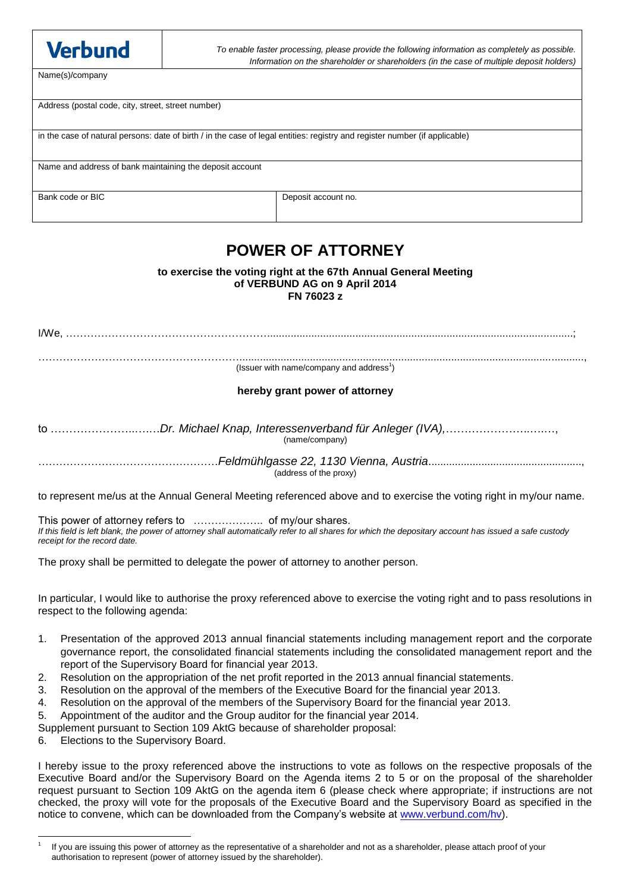| Verbund | *To enable faster processing, please provide the following information as completely as possible. Information on the shareholder or shareholders (in the case of multiple deposit holders)* |
|---|---|
| Name(s)/company | |
| Address (postal code, city, street, street number) | |
| in the case of natural persons: date of birth / in the case of legal entities: registry and register number (if applicable) | |
| Name and address of bank maintaining the deposit account | |
| Bank code or BIC | Deposit account no. |

# POWER OF ATTORNEY

**to exercise the voting right at the 67th Annual General Meeting of VERBUND AG on 9 April 2014 FN 76023 z**

I/We, ……………………………………………………………………………………………………………………………;

……………………………………………………………………………………………………………………………………,
(Issuer with name/company and address[1])

**hereby grant power of attorney**

to ………………………*Dr. Michael Knap, Interessenverband für Anleger (IVA),*……………………,
(name/company)

…………………………………………*Feldmühlgasse 22, 1130 Vienna, Austria*…………………………………………,
(address of the proxy)

to represent me/us at the Annual General Meeting referenced above and to exercise the voting right in my/our name.

This power of attorney refers to ……………….. of my/our shares.
*If this field is left blank, the power of attorney shall automatically refer to all shares for which the depositary account has issued a safe custody receipt for the record date.*

The proxy shall be permitted to delegate the power of attorney to another person.

In particular, I would like to authorise the proxy referenced above to exercise the voting right and to pass resolutions in respect to the following agenda:

1. Presentation of the approved 2013 annual financial statements including management report and the corporate governance report, the consolidated financial statements including the consolidated management report and the report of the Supervisory Board for financial year 2013.
2. Resolution on the appropriation of the net profit reported in the 2013 annual financial statements.
3. Resolution on the approval of the members of the Executive Board for the financial year 2013.
4. Resolution on the approval of the members of the Supervisory Board for the financial year 2013.
5. Appointment of the auditor and the Group auditor for the financial year 2014.

Supplement pursuant to Section 109 AktG because of shareholder proposal:

6. Elections to the Supervisory Board.

I hereby issue to the proxy referenced above the instructions to vote as follows on the respective proposals of the Executive Board and/or the Supervisory Board on the Agenda items 2 to 5 or on the proposal of the shareholder request pursuant to Section 109 AktG on the agenda item 6 (please check where appropriate; if instructions are not checked, the proxy will vote for the proposals of the Executive Board and the Supervisory Board as specified in the notice to convene, which can be downloaded from the Company's website at www.verbund.com/hv).

[1] If you are issuing this power of attorney as the representative of a shareholder and not as a shareholder, please attach proof of your authorisation to represent (power of attorney issued by the shareholder).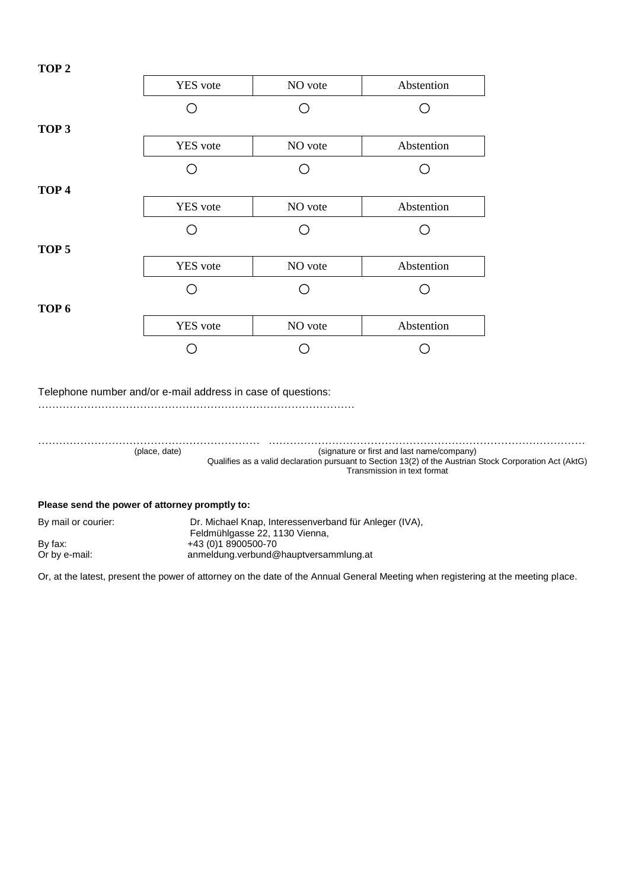**TOP 2**

| YES vote | NO vote | Abstention |
|---|---|---|
| ◯ | ◯ | ◯ |

**TOP 3**

| YES vote | NO vote | Abstention |
|---|---|---|
| ◯ | ◯ | ◯ |

**TOP 4**

| YES vote | NO vote | Abstention |
|---|---|---|
| ◯ | ◯ | ◯ |

**TOP 5**

| YES vote | NO vote | Abstention |
|---|---|---|
| ◯ | ◯ | ◯ |

**TOP 6**

| YES vote | NO vote | Abstention |
|---|---|---|
| ◯ | ◯ | ◯ |

Telephone number and/or e-mail address in case of questions:

………………………………………………………………………………

……………………………………………………… ………………………………………………………………………………

(place, date) (signature or first and last name/company)

Qualifies as a valid declaration pursuant to Section 13(2) of the Austrian Stock Corporation Act (AktG)
Transmission in text format

**Please send the power of attorney promptly to:**

By mail or courier: Dr. Michael Knap, Interessenverband für Anleger (IVA),
Feldmühlgasse 22, 1130 Vienna,

By fax: +43 (0)1 8900500-70

Or by e-mail: anmeldung.verbund@hauptversammlung.at

Or, at the latest, present the power of attorney on the date of the Annual General Meeting when registering at the meeting place.